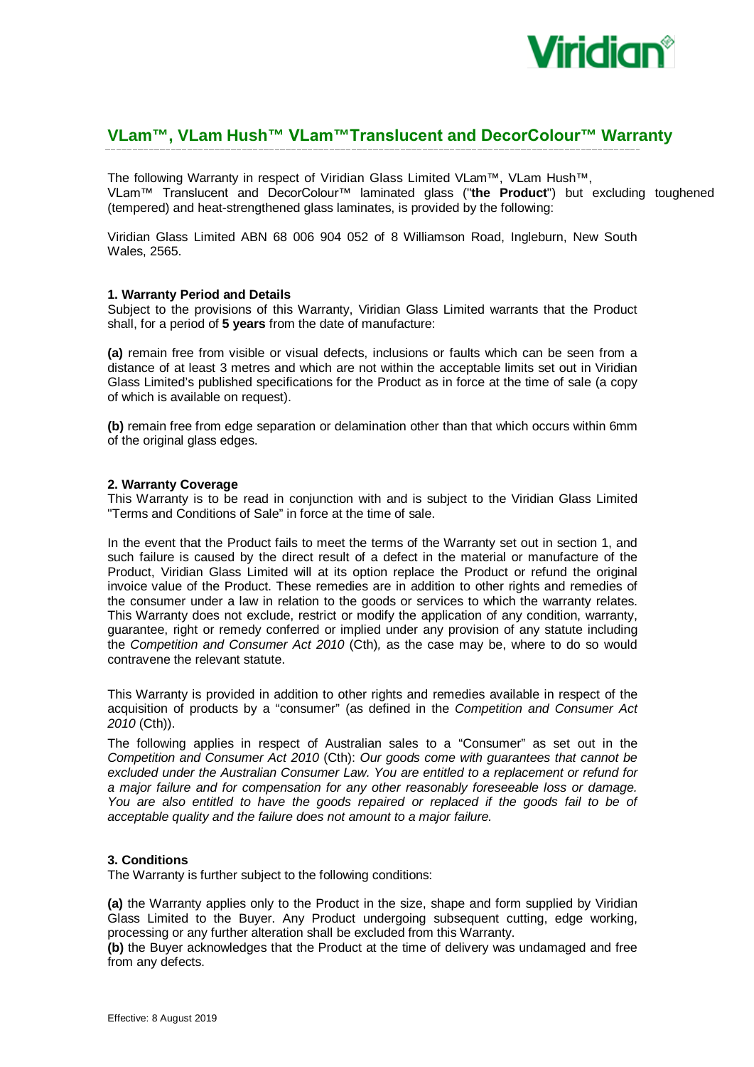# VLam™, VLam Hush™ VLam™Translucent and DecorColour™ Warranty

The following Warranty in respect of Viridian Glass Limited VLam™, VLam Hush™, VLam™ Translucent and DecorColour™ laminated glass ("**the Product**") but excluding toughened (tempered) and heat-strengthened glass laminates, is provided by the following:

Viridian Glass Limited ABN 68 006 904 052 of 8 Williamson Road, Ingleburn, New South Wales, 2565.

### 1. Warranty Period and Details

Subject to the provisions of this Warranty, Viridian Glass Limited warrants that the Product shall, for a period of **5 years** from the date of manufacture:

**(a)** remain free from visible or visual defects, inclusions or faults which can be seen from a distance of at least 3 metres and which are not within the acceptable limits set out in Viridian Glass Limited's published specifications for the Product as in force at the time of sale (a copy of which is available on request).

**(b)** remain free from edge separation or delamination other than that which occurs within 6mm of the original glass edges.

### 2. Warranty Coverage

This Warranty is to be read in conjunction with and is subject to the Viridian Glass Limited "Terms and Conditions of Sale" in force at the time of sale.

In the event that the Product fails to meet the terms of the Warranty set out in section 1, and such failure is caused by the direct result of a defect in the material or manufacture of the Product, Viridian Glass Limited will at its option replace the Product or refund the original invoice value of the Product. These remedies are in addition to other rights and remedies of the consumer under a law in relation to the goods or services to which the warranty relates. This Warranty does not exclude, restrict or modify the application of any condition, warranty, guarantee, right or remedy conferred or implied under any provision of any statute including the *Competition and Consumer Act 2010* (Cth)*,* as the case may be, where to do so would contravene the relevant statute.

This Warranty is provided in addition to other rights and remedies available in respect of the acquisition of products by a "consumer" (as defined in the *Competition and Consumer Act 2010* (Cth)).

The following applies in respect of Australian sales to a "Consumer" as set out in the *Competition and Consumer Act 2010* (Cth): *Our goods come with guarantees that cannot be excluded under the Australian Consumer Law. You are entitled to a replacement or refund for a major failure and for compensation for any other reasonably foreseeable loss or damage. You are also entitled to have the goods repaired or replaced if the goods fail to be of acceptable quality and the failure does not amount to a major failure.*

### 3. Conditions

The Warranty is further subject to the following conditions:

**(a)** the Warranty applies only to the Product in the size, shape and form supplied by Viridian Glass Limited to the Buyer. Any Product undergoing subsequent cutting, edge working, processing or any further alteration shall be excluded from this Warranty.
**(b)** the Buyer acknowledges that the Product at the time of delivery was undamaged and free from any defects.

Effective: 8 August 2019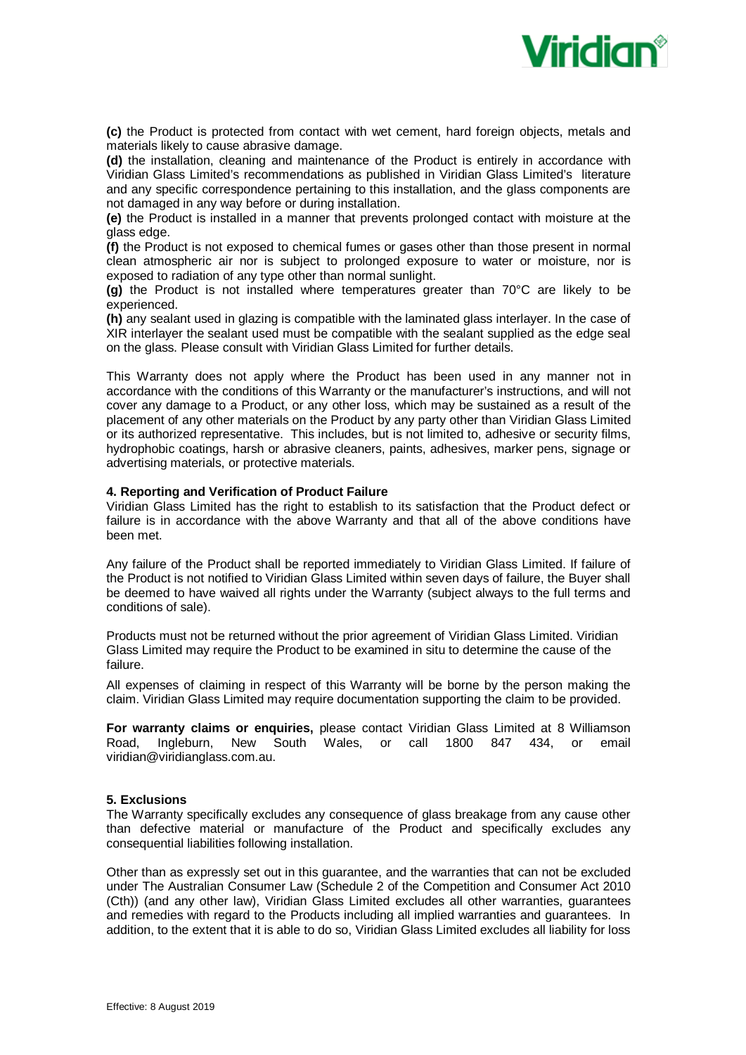**(c)** the Product is protected from contact with wet cement, hard foreign objects, metals and materials likely to cause abrasive damage.
**(d)** the installation, cleaning and maintenance of the Product is entirely in accordance with Viridian Glass Limited's recommendations as published in Viridian Glass Limited's literature and any specific correspondence pertaining to this installation, and the glass components are not damaged in any way before or during installation.
**(e)** the Product is installed in a manner that prevents prolonged contact with moisture at the glass edge.
**(f)** the Product is not exposed to chemical fumes or gases other than those present in normal clean atmospheric air nor is subject to prolonged exposure to water or moisture, nor is exposed to radiation of any type other than normal sunlight.
**(g)** the Product is not installed where temperatures greater than 70°C are likely to be experienced.
**(h)** any sealant used in glazing is compatible with the laminated glass interlayer. In the case of XIR interlayer the sealant used must be compatible with the sealant supplied as the edge seal on the glass. Please consult with Viridian Glass Limited for further details.

This Warranty does not apply where the Product has been used in any manner not in accordance with the conditions of this Warranty or the manufacturer's instructions, and will not cover any damage to a Product, or any other loss, which may be sustained as a result of the placement of any other materials on the Product by any party other than Viridian Glass Limited or its authorized representative. This includes, but is not limited to, adhesive or security films, hydrophobic coatings, harsh or abrasive cleaners, paints, adhesives, marker pens, signage or advertising materials, or protective materials.

**4. Reporting and Verification of Product Failure**

Viridian Glass Limited has the right to establish to its satisfaction that the Product defect or failure is in accordance with the above Warranty and that all of the above conditions have been met.

Any failure of the Product shall be reported immediately to Viridian Glass Limited. If failure of the Product is not notified to Viridian Glass Limited within seven days of failure, the Buyer shall be deemed to have waived all rights under the Warranty (subject always to the full terms and conditions of sale).

Products must not be returned without the prior agreement of Viridian Glass Limited. Viridian Glass Limited may require the Product to be examined in situ to determine the cause of the failure.

All expenses of claiming in respect of this Warranty will be borne by the person making the claim. Viridian Glass Limited may require documentation supporting the claim to be provided.

**For warranty claims or enquiries,** please contact Viridian Glass Limited at 8 Williamson Road, Ingleburn, New South Wales, or call 1800 847 434, or email viridian@viridianglass.com.au.

**5. Exclusions**

The Warranty specifically excludes any consequence of glass breakage from any cause other than defective material or manufacture of the Product and specifically excludes any consequential liabilities following installation.

Other than as expressly set out in this guarantee, and the warranties that can not be excluded under The Australian Consumer Law (Schedule 2 of the Competition and Consumer Act 2010 (Cth)) (and any other law), Viridian Glass Limited excludes all other warranties, guarantees and remedies with regard to the Products including all implied warranties and guarantees. In addition, to the extent that it is able to do so, Viridian Glass Limited excludes all liability for loss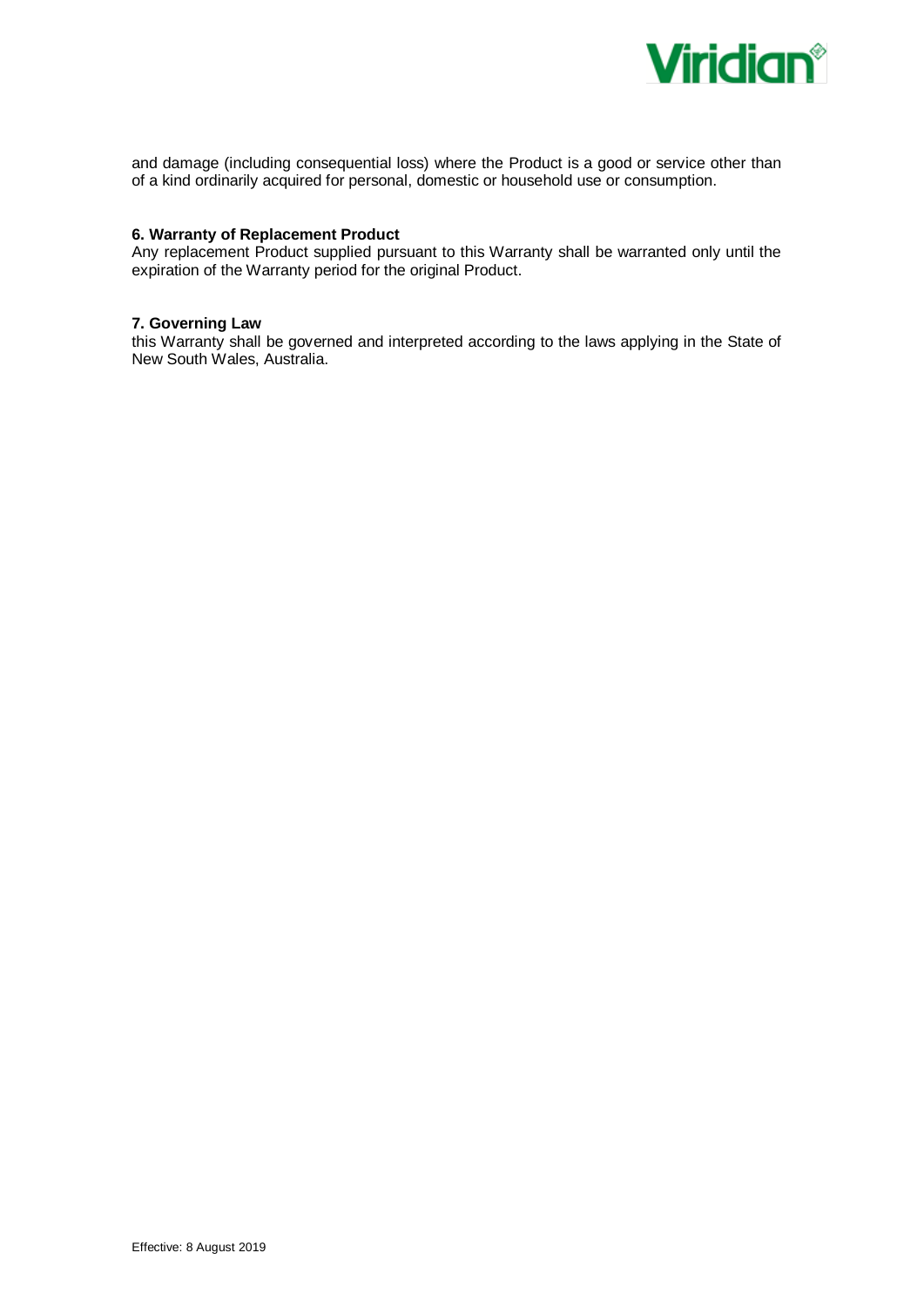and damage (including consequential loss) where the Product is a good or service other than of a kind ordinarily acquired for personal, domestic or household use or consumption.

**6. Warranty of Replacement Product**

Any replacement Product supplied pursuant to this Warranty shall be warranted only until the expiration of the Warranty period for the original Product.

**7. Governing Law**

this Warranty shall be governed and interpreted according to the laws applying in the State of New South Wales, Australia.

Effective: 8 August 2019